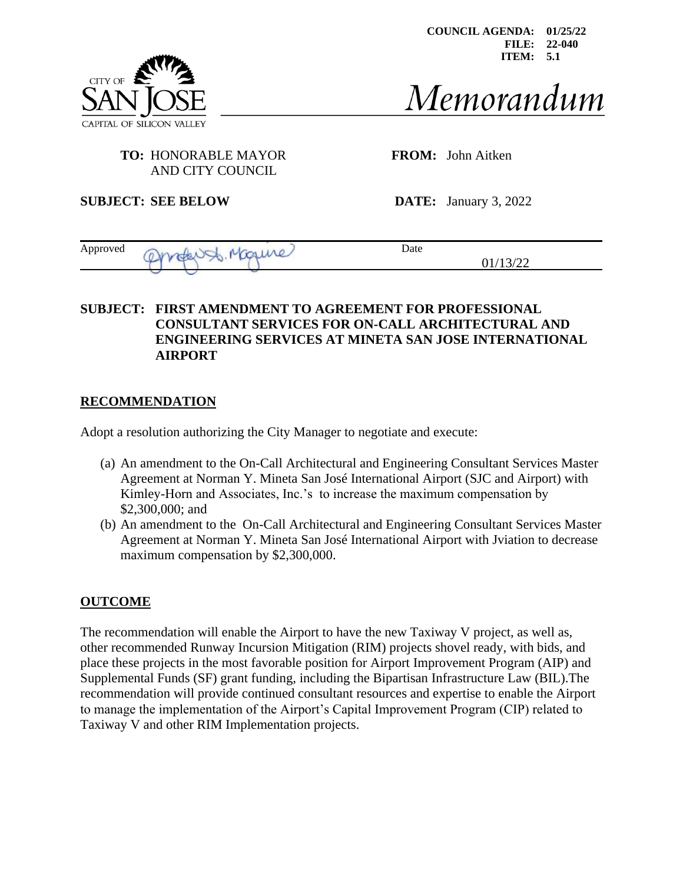**COUNCIL AGENDA: 01/25/22**
**FILE: 22-040**
**ITEM: 5.1**

CITY OF SAN JOSE
CAPITAL OF SILICON VALLEY

# *Memorandum*

**TO:** HONORABLE MAYOR AND CITY COUNCIL

**FROM:** John Aitken

**SUBJECT: SEE BELOW**

**DATE:** January 3, 2022

| Approved | | Date | 01/13/22 |
|---|---|---|---|

**SUBJECT: FIRST AMENDMENT TO AGREEMENT FOR PROFESSIONAL CONSULTANT SERVICES FOR ON-CALL ARCHITECTURAL AND ENGINEERING SERVICES AT MINETA SAN JOSE INTERNATIONAL AIRPORT**

## RECOMMENDATION

Adopt a resolution authorizing the City Manager to negotiate and execute:

(a) An amendment to the On-Call Architectural and Engineering Consultant Services Master Agreement at Norman Y. Mineta San José International Airport (SJC and Airport) with Kimley-Horn and Associates, Inc.'s to increase the maximum compensation by $2,300,000; and

(b) An amendment to the On-Call Architectural and Engineering Consultant Services Master Agreement at Norman Y. Mineta San José International Airport with Jviation to decrease maximum compensation by $2,300,000.

## OUTCOME

The recommendation will enable the Airport to have the new Taxiway V project, as well as, other recommended Runway Incursion Mitigation (RIM) projects shovel ready, with bids, and place these projects in the most favorable position for Airport Improvement Program (AIP) and Supplemental Funds (SF) grant funding, including the Bipartisan Infrastructure Law (BIL).The recommendation will provide continued consultant resources and expertise to enable the Airport to manage the implementation of the Airport's Capital Improvement Program (CIP) related to Taxiway V and other RIM Implementation projects.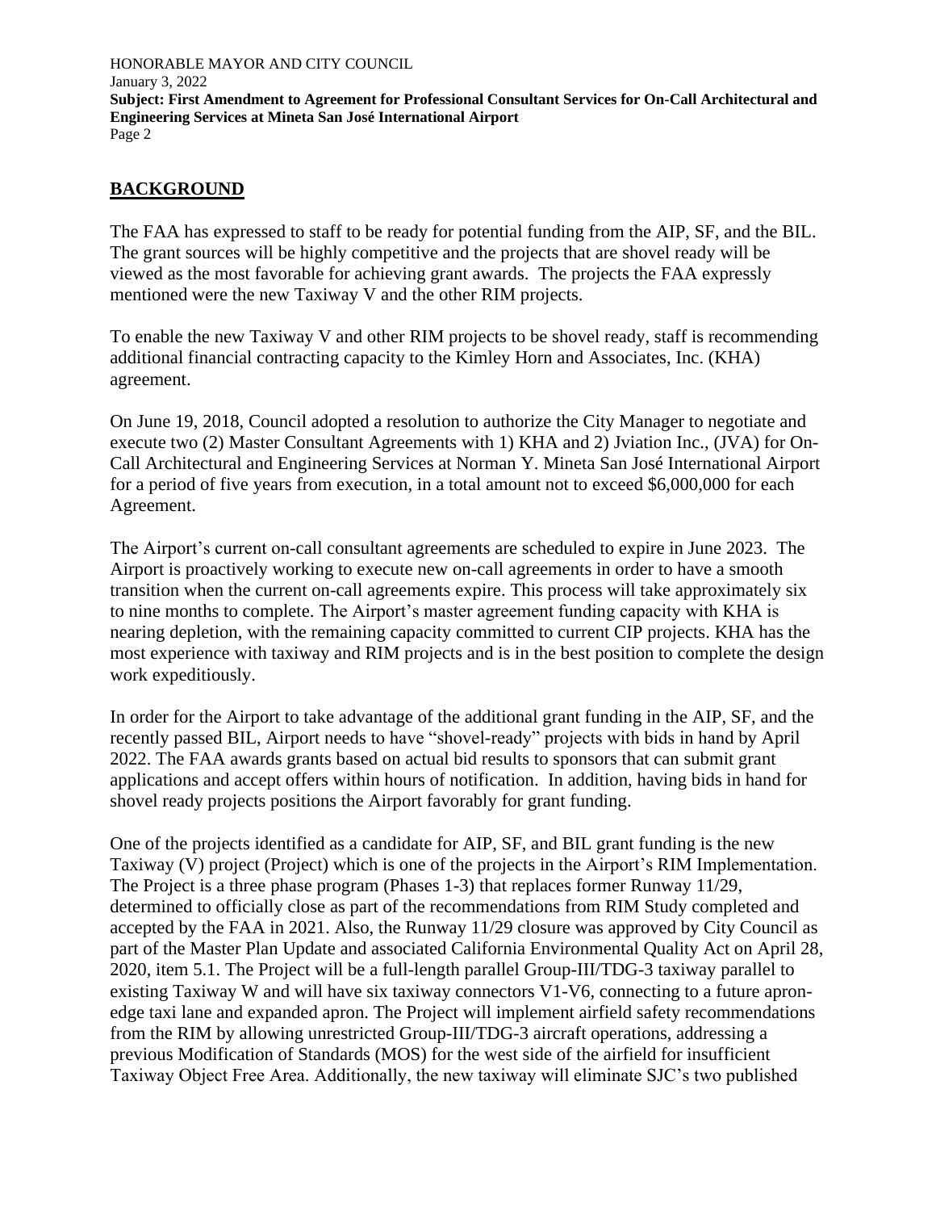## BACKGROUND

The FAA has expressed to staff to be ready for potential funding from the AIP, SF, and the BIL. The grant sources will be highly competitive and the projects that are shovel ready will be viewed as the most favorable for achieving grant awards. The projects the FAA expressly mentioned were the new Taxiway V and the other RIM projects.

To enable the new Taxiway V and other RIM projects to be shovel ready, staff is recommending additional financial contracting capacity to the Kimley Horn and Associates, Inc. (KHA) agreement.

On June 19, 2018, Council adopted a resolution to authorize the City Manager to negotiate and execute two (2) Master Consultant Agreements with 1) KHA and 2) Jviation Inc., (JVA) for On-Call Architectural and Engineering Services at Norman Y. Mineta San José International Airport for a period of five years from execution, in a total amount not to exceed $6,000,000 for each Agreement.

The Airport's current on-call consultant agreements are scheduled to expire in June 2023. The Airport is proactively working to execute new on-call agreements in order to have a smooth transition when the current on-call agreements expire. This process will take approximately six to nine months to complete. The Airport's master agreement funding capacity with KHA is nearing depletion, with the remaining capacity committed to current CIP projects. KHA has the most experience with taxiway and RIM projects and is in the best position to complete the design work expeditiously.

In order for the Airport to take advantage of the additional grant funding in the AIP, SF, and the recently passed BIL, Airport needs to have "shovel-ready" projects with bids in hand by April 2022. The FAA awards grants based on actual bid results to sponsors that can submit grant applications and accept offers within hours of notification. In addition, having bids in hand for shovel ready projects positions the Airport favorably for grant funding.

One of the projects identified as a candidate for AIP, SF, and BIL grant funding is the new Taxiway (V) project (Project) which is one of the projects in the Airport's RIM Implementation. The Project is a three phase program (Phases 1-3) that replaces former Runway 11/29, determined to officially close as part of the recommendations from RIM Study completed and accepted by the FAA in 2021. Also, the Runway 11/29 closure was approved by City Council as part of the Master Plan Update and associated California Environmental Quality Act on April 28, 2020, item 5.1. The Project will be a full-length parallel Group-III/TDG-3 taxiway parallel to existing Taxiway W and will have six taxiway connectors V1-V6, connecting to a future apron-edge taxi lane and expanded apron. The Project will implement airfield safety recommendations from the RIM by allowing unrestricted Group-III/TDG-3 aircraft operations, addressing a previous Modification of Standards (MOS) for the west side of the airfield for insufficient Taxiway Object Free Area. Additionally, the new taxiway will eliminate SJC's two published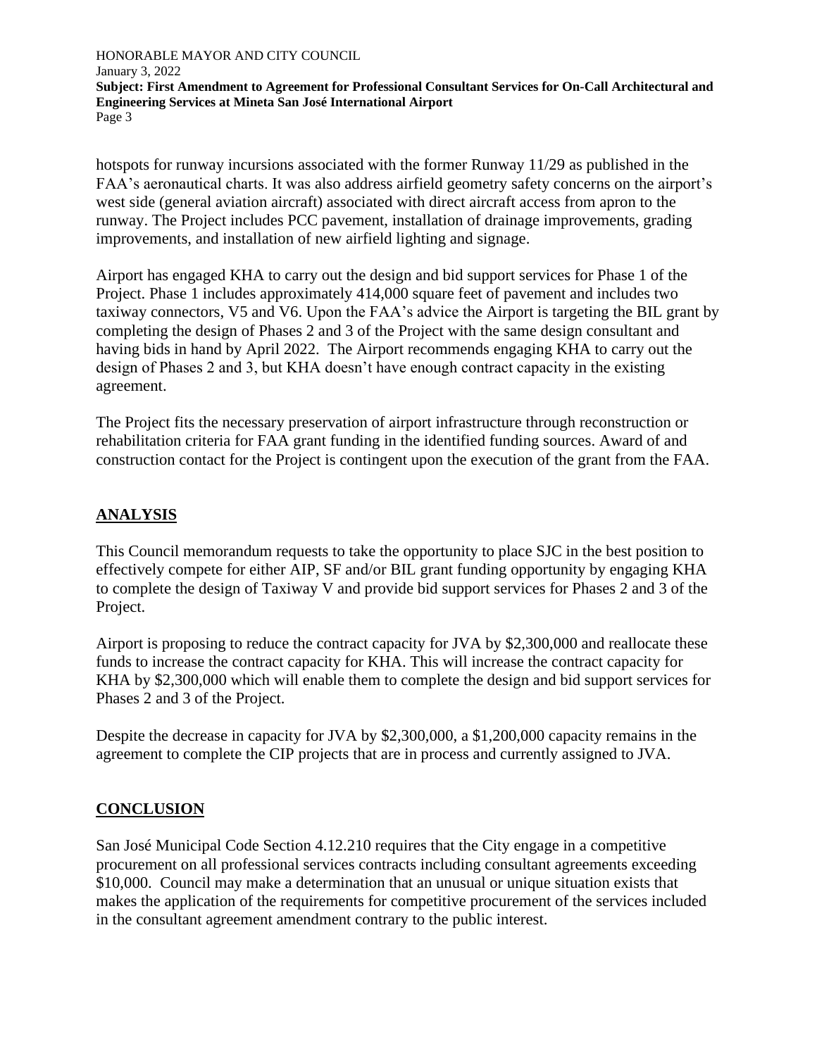hotspots for runway incursions associated with the former Runway 11/29 as published in the FAA's aeronautical charts. It was also address airfield geometry safety concerns on the airport's west side (general aviation aircraft) associated with direct aircraft access from apron to the runway. The Project includes PCC pavement, installation of drainage improvements, grading improvements, and installation of new airfield lighting and signage.

Airport has engaged KHA to carry out the design and bid support services for Phase 1 of the Project. Phase 1 includes approximately 414,000 square feet of pavement and includes two taxiway connectors, V5 and V6. Upon the FAA's advice the Airport is targeting the BIL grant by completing the design of Phases 2 and 3 of the Project with the same design consultant and having bids in hand by April 2022. The Airport recommends engaging KHA to carry out the design of Phases 2 and 3, but KHA doesn't have enough contract capacity in the existing agreement.

The Project fits the necessary preservation of airport infrastructure through reconstruction or rehabilitation criteria for FAA grant funding in the identified funding sources. Award of and construction contact for the Project is contingent upon the execution of the grant from the FAA.

## ANALYSIS

This Council memorandum requests to take the opportunity to place SJC in the best position to effectively compete for either AIP, SF and/or BIL grant funding opportunity by engaging KHA to complete the design of Taxiway V and provide bid support services for Phases 2 and 3 of the Project.

Airport is proposing to reduce the contract capacity for JVA by $2,300,000 and reallocate these funds to increase the contract capacity for KHA. This will increase the contract capacity for KHA by $2,300,000 which will enable them to complete the design and bid support services for Phases 2 and 3 of the Project.

Despite the decrease in capacity for JVA by $2,300,000, a $1,200,000 capacity remains in the agreement to complete the CIP projects that are in process and currently assigned to JVA.

## CONCLUSION

San José Municipal Code Section 4.12.210 requires that the City engage in a competitive procurement on all professional services contracts including consultant agreements exceeding $10,000. Council may make a determination that an unusual or unique situation exists that makes the application of the requirements for competitive procurement of the services included in the consultant agreement amendment contrary to the public interest.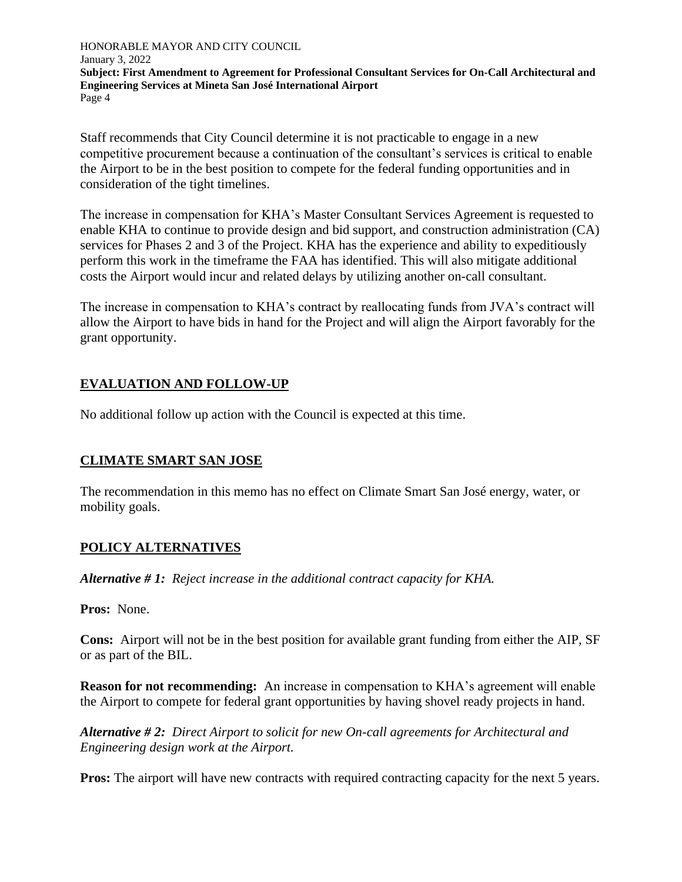Staff recommends that City Council determine it is not practicable to engage in a new competitive procurement because a continuation of the consultant's services is critical to enable the Airport to be in the best position to compete for the federal funding opportunities and in consideration of the tight timelines.

The increase in compensation for KHA's Master Consultant Services Agreement is requested to enable KHA to continue to provide design and bid support, and construction administration (CA) services for Phases 2 and 3 of the Project. KHA has the experience and ability to expeditiously perform this work in the timeframe the FAA has identified. This will also mitigate additional costs the Airport would incur and related delays by utilizing another on-call consultant.

The increase in compensation to KHA's contract by reallocating funds from JVA's contract will allow the Airport to have bids in hand for the Project and will align the Airport favorably for the grant opportunity.

## EVALUATION AND FOLLOW-UP

No additional follow up action with the Council is expected at this time.

## CLIMATE SMART SAN JOSE

The recommendation in this memo has no effect on Climate Smart San José energy, water, or mobility goals.

## POLICY ALTERNATIVES

***Alternative # 1:** Reject increase in the additional contract capacity for KHA.*

**Pros:** None.

**Cons:** Airport will not be in the best position for available grant funding from either the AIP, SF or as part of the BIL.

**Reason for not recommending:** An increase in compensation to KHA's agreement will enable the Airport to compete for federal grant opportunities by having shovel ready projects in hand.

***Alternative # 2:** Direct Airport to solicit for new On-call agreements for Architectural and Engineering design work at the Airport.*

**Pros:** The airport will have new contracts with required contracting capacity for the next 5 years.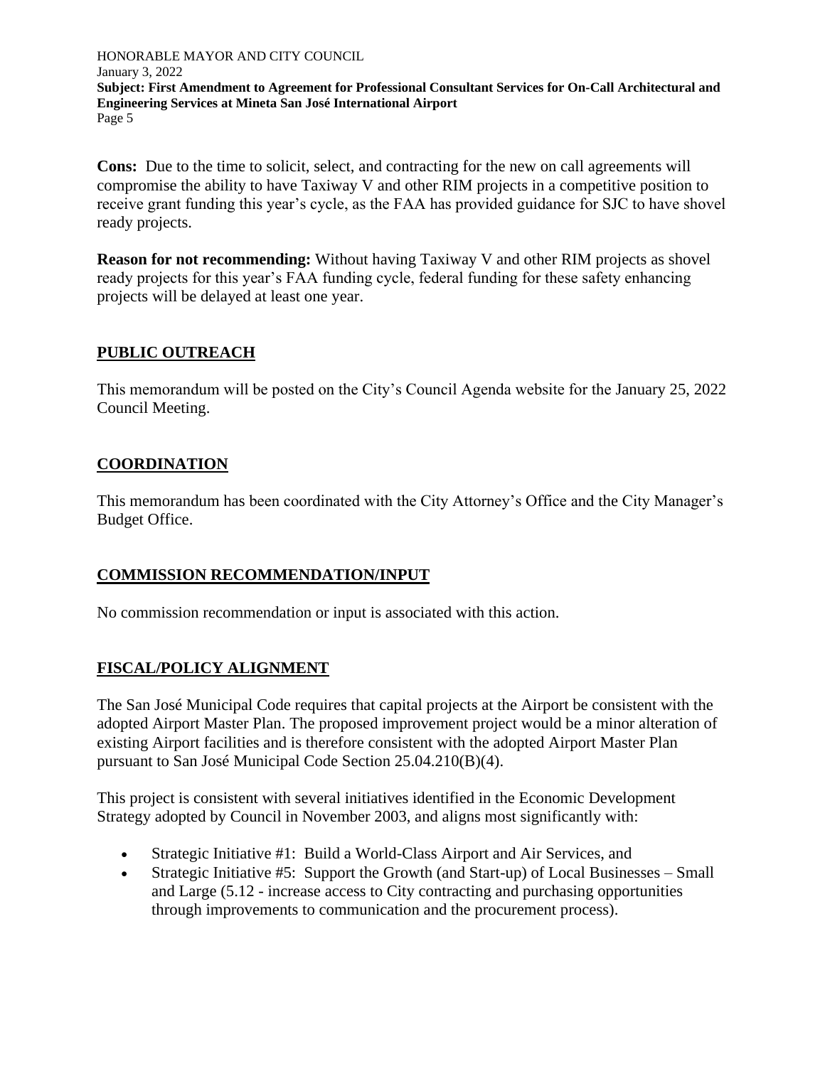**Cons:** Due to the time to solicit, select, and contracting for the new on call agreements will compromise the ability to have Taxiway V and other RIM projects in a competitive position to receive grant funding this year's cycle, as the FAA has provided guidance for SJC to have shovel ready projects.

**Reason for not recommending:** Without having Taxiway V and other RIM projects as shovel ready projects for this year's FAA funding cycle, federal funding for these safety enhancing projects will be delayed at least one year.

## PUBLIC OUTREACH

This memorandum will be posted on the City's Council Agenda website for the January 25, 2022 Council Meeting.

## COORDINATION

This memorandum has been coordinated with the City Attorney's Office and the City Manager's Budget Office.

## COMMISSION RECOMMENDATION/INPUT

No commission recommendation or input is associated with this action.

## FISCAL/POLICY ALIGNMENT

The San José Municipal Code requires that capital projects at the Airport be consistent with the adopted Airport Master Plan. The proposed improvement project would be a minor alteration of existing Airport facilities and is therefore consistent with the adopted Airport Master Plan pursuant to San José Municipal Code Section 25.04.210(B)(4).

This project is consistent with several initiatives identified in the Economic Development Strategy adopted by Council in November 2003, and aligns most significantly with:

- Strategic Initiative #1: Build a World-Class Airport and Air Services, and
- Strategic Initiative #5: Support the Growth (and Start-up) of Local Businesses – Small and Large (5.12 - increase access to City contracting and purchasing opportunities through improvements to communication and the procurement process).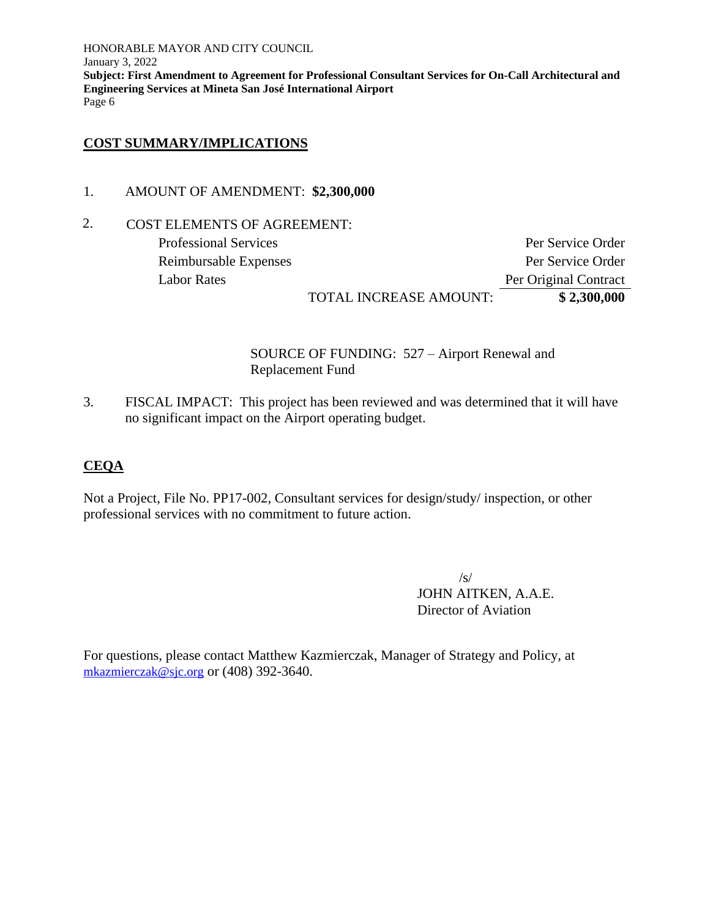## COST SUMMARY/IMPLICATIONS

1. AMOUNT OF AMENDMENT: **$2,300,000**

2. COST ELEMENTS OF AGREEMENT:

| | | |
|---|---|---|
| Professional Services | | Per Service Order |
| Reimbursable Expenses | | Per Service Order |
| Labor Rates | | Per Original Contract |
| | TOTAL INCREASE AMOUNT: | **$ 2,300,000** |

SOURCE OF FUNDING: 527 – Airport Renewal and Replacement Fund

3. FISCAL IMPACT: This project has been reviewed and was determined that it will have no significant impact on the Airport operating budget.

## CEQA

Not a Project, File No. PP17-002, Consultant services for design/study/ inspection, or other professional services with no commitment to future action.

/s/
JOHN AITKEN, A.A.E.
Director of Aviation

For questions, please contact Matthew Kazmierczak, Manager of Strategy and Policy, at mkazmierczak@sjc.org or (408) 392-3640.